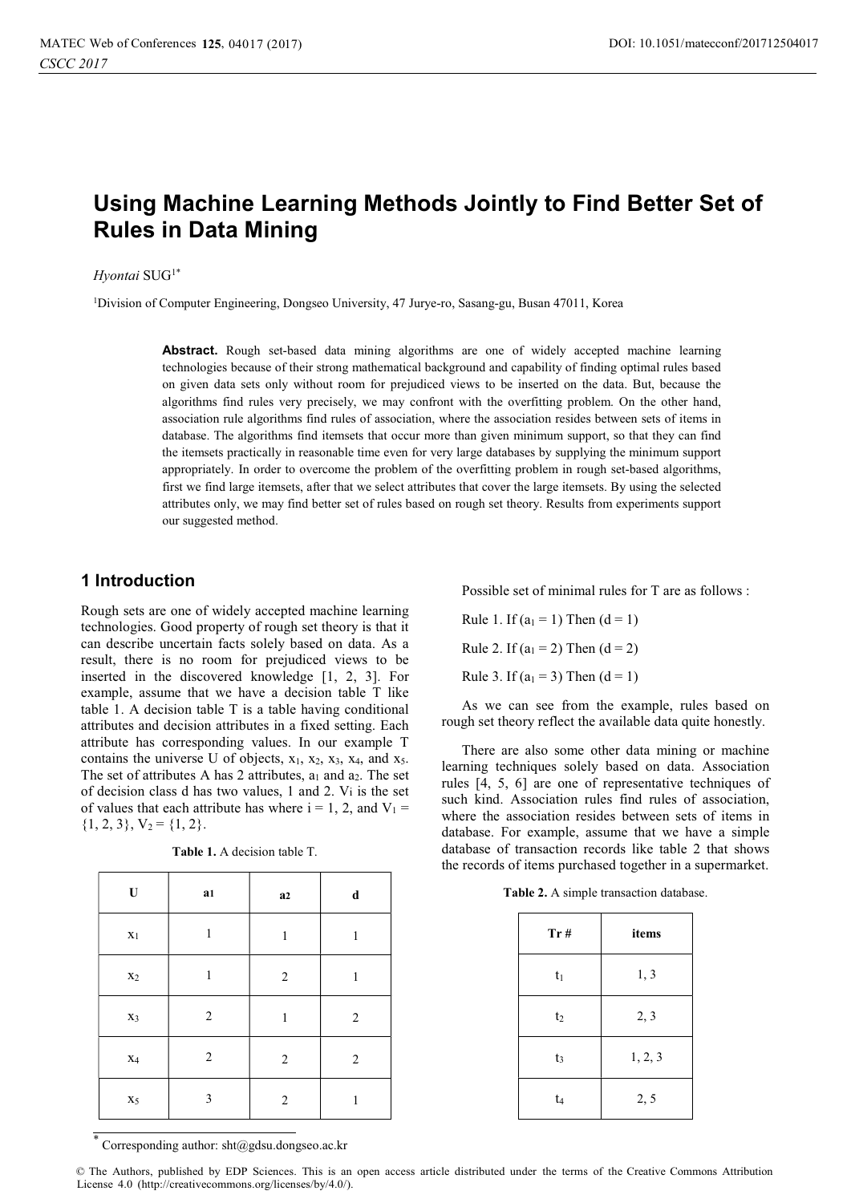# Using Machine Learning Methods Jointly to Find Better Set of Rules in Data Mining

*Hyontai* SUG[1*]

[1]Division of Computer Engineering, Dongseo University, 47 Jurye-ro, Sasang-gu, Busan 47011, Korea

**Abstract.** Rough set-based data mining algorithms are one of widely accepted machine learning technologies because of their strong mathematical background and capability of finding optimal rules based on given data sets only without room for prejudiced views to be inserted on the data. But, because the algorithms find rules very precisely, we may confront with the overfitting problem. On the other hand, association rule algorithms find rules of association, where the association resides between sets of items in database. The algorithms find itemsets that occur more than given minimum support, so that they can find the itemsets practically in reasonable time even for very large databases by supplying the minimum support appropriately. In order to overcome the problem of the overfitting problem in rough set-based algorithms, first we find large itemsets, after that we select attributes that cover the large itemsets. By using the selected attributes only, we may find better set of rules based on rough set theory. Results from experiments support our suggested method.

## 1 Introduction

Rough sets are one of widely accepted machine learning technologies. Good property of rough set theory is that it can describe uncertain facts solely based on data. As a result, there is no room for prejudiced views to be inserted in the discovered knowledge [1, 2, 3]. For example, assume that we have a decision table T like table 1. A decision table T is a table having conditional attributes and decision attributes in a fixed setting. Each attribute has corresponding values. In our example T contains the universe U of objects, $x_1$, $x_2$, $x_3$, $x_4$, and $x_5$. The set of attributes A has 2 attributes, $a_1$ and $a_2$. The set of decision class d has two values, 1 and 2. $V_i$ is the set of values that each attribute has where i = 1, 2, and $V_1 = \{1, 2, 3\}$, $V_2 = \{1, 2\}$.

**Table 1.** A decision table T.

| U | $a_1$ | $a_2$ | d |
|---|---|---|---|
| $x_1$ | 1 | 1 | 1 |
| $x_2$ | 1 | 2 | 1 |
| $x_3$ | 2 | 1 | 2 |
| $x_4$ | 2 | 2 | 2 |
| $x_5$ | 3 | 2 | 1 |

Possible set of minimal rules for T are as follows :

Rule 1. If ($a_1$ = 1) Then (d = 1)

Rule 2. If ($a_1$ = 2) Then (d = 2)

Rule 3. If ($a_1$ = 3) Then (d = 1)

As we can see from the example, rules based on rough set theory reflect the available data quite honestly.

There are also some other data mining or machine learning techniques solely based on data. Association rules [4, 5, 6] are one of representative techniques of such kind. Association rules find rules of association, where the association resides between sets of items in database. For example, assume that we have a simple database of transaction records like table 2 that shows the records of items purchased together in a supermarket.

**Table 2.** A simple transaction database.

| Tr # | items |
|---|---|
| $t_1$ | 1, 3 |
| $t_2$ | 2, 3 |
| $t_3$ | 1, 2, 3 |
| $t_4$ | 2, 5 |

[*] Corresponding author: sht@gdsu.dongseo.ac.kr

© The Authors, published by EDP Sciences. This is an open access article distributed under the terms of the Creative Commons Attribution License 4.0 (http://creativecommons.org/licenses/by/4.0/).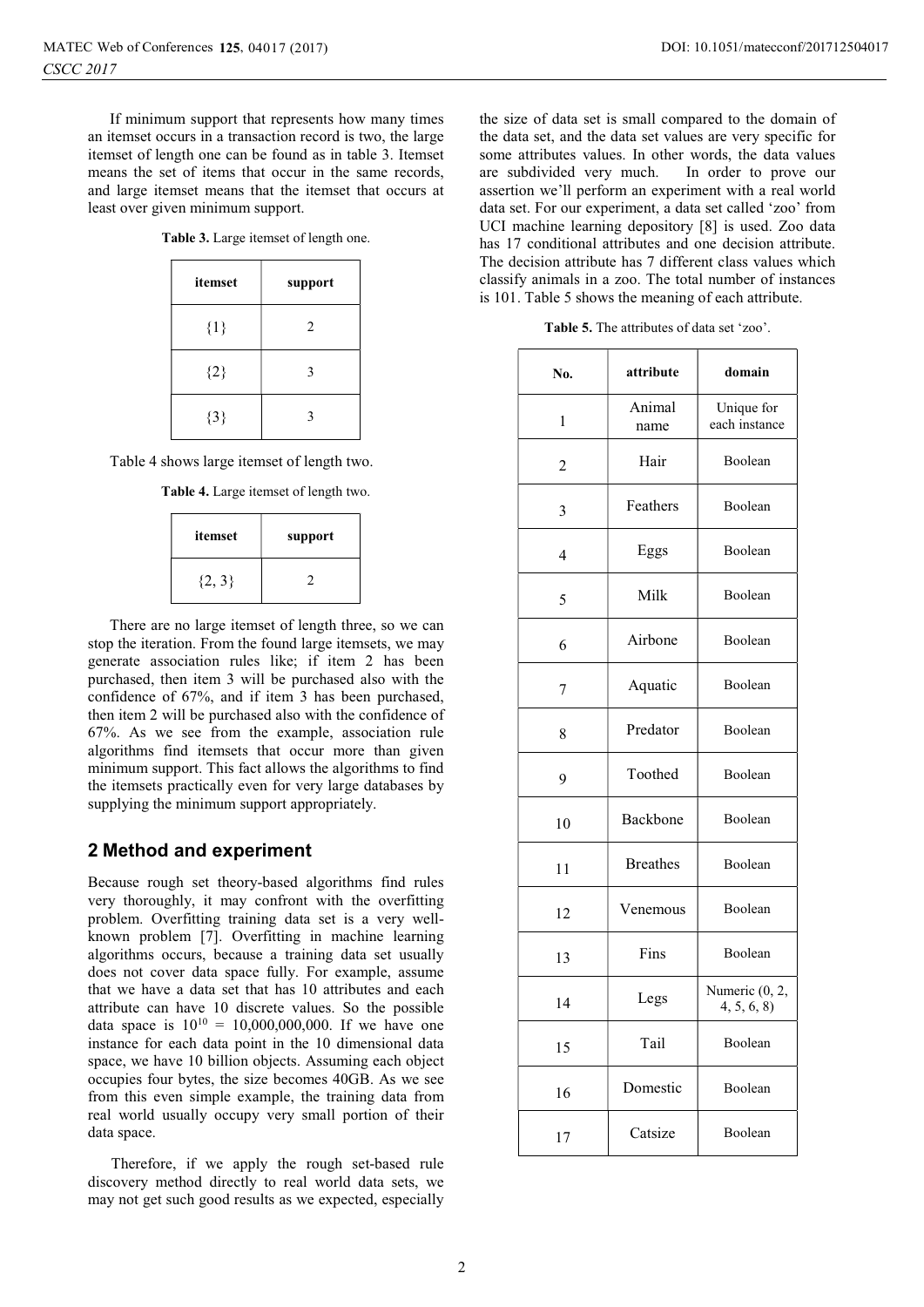If minimum support that represents how many times an itemset occurs in a transaction record is two, the large itemset of length one can be found as in table 3. Itemset means the set of items that occur in the same records, and large itemset means that the itemset that occurs at least over given minimum support.

**Table 3.** Large itemset of length one.

| itemset | support |
|---|---|
| {1} | 2 |
| {2} | 3 |
| {3} | 3 |

Table 4 shows large itemset of length two.

**Table 4.** Large itemset of length two.

| itemset | support |
|---|---|
| {2, 3} | 2 |

There are no large itemset of length three, so we can stop the iteration. From the found large itemsets, we may generate association rules like; if item 2 has been purchased, then item 3 will be purchased also with the confidence of 67%, and if item 3 has been purchased, then item 2 will be purchased also with the confidence of 67%. As we see from the example, association rule algorithms find itemsets that occur more than given minimum support. This fact allows the algorithms to find the itemsets practically even for very large databases by supplying the minimum support appropriately.

## 2 Method and experiment

Because rough set theory-based algorithms find rules very thoroughly, it may confront with the overfitting problem. Overfitting training data set is a very well-known problem [7]. Overfitting in machine learning algorithms occurs, because a training data set usually does not cover data space fully. For example, assume that we have a data set that has 10 attributes and each attribute can have 10 discrete values. So the possible data space is $10^{10}$ = 10,000,000,000. If we have one instance for each data point in the 10 dimensional data space, we have 10 billion objects. Assuming each object occupies four bytes, the size becomes 40GB. As we see from this even simple example, the training data from real world usually occupy very small portion of their data space.

Therefore, if we apply the rough set-based rule discovery method directly to real world data sets, we may not get such good results as we expected, especially the size of data set is small compared to the domain of the data set, and the data set values are very specific for some attributes values. In other words, the data values are subdivided very much. In order to prove our assertion we'll perform an experiment with a real world data set. For our experiment, a data set called 'zoo' from UCI machine learning depository [8] is used. Zoo data has 17 conditional attributes and one decision attribute. The decision attribute has 7 different class values which classify animals in a zoo. The total number of instances is 101. Table 5 shows the meaning of each attribute.

**Table 5.** The attributes of data set 'zoo'.

| No. | attribute | domain |
|---|---|---|
| 1 | Animal name | Unique for each instance |
| 2 | Hair | Boolean |
| 3 | Feathers | Boolean |
| 4 | Eggs | Boolean |
| 5 | Milk | Boolean |
| 6 | Airbone | Boolean |
| 7 | Aquatic | Boolean |
| 8 | Predator | Boolean |
| 9 | Toothed | Boolean |
| 10 | Backbone | Boolean |
| 11 | Breathes | Boolean |
| 12 | Venemous | Boolean |
| 13 | Fins | Boolean |
| 14 | Legs | Numeric (0, 2, 4, 5, 6, 8) |
| 15 | Tail | Boolean |
| 16 | Domestic | Boolean |
| 17 | Catsize | Boolean |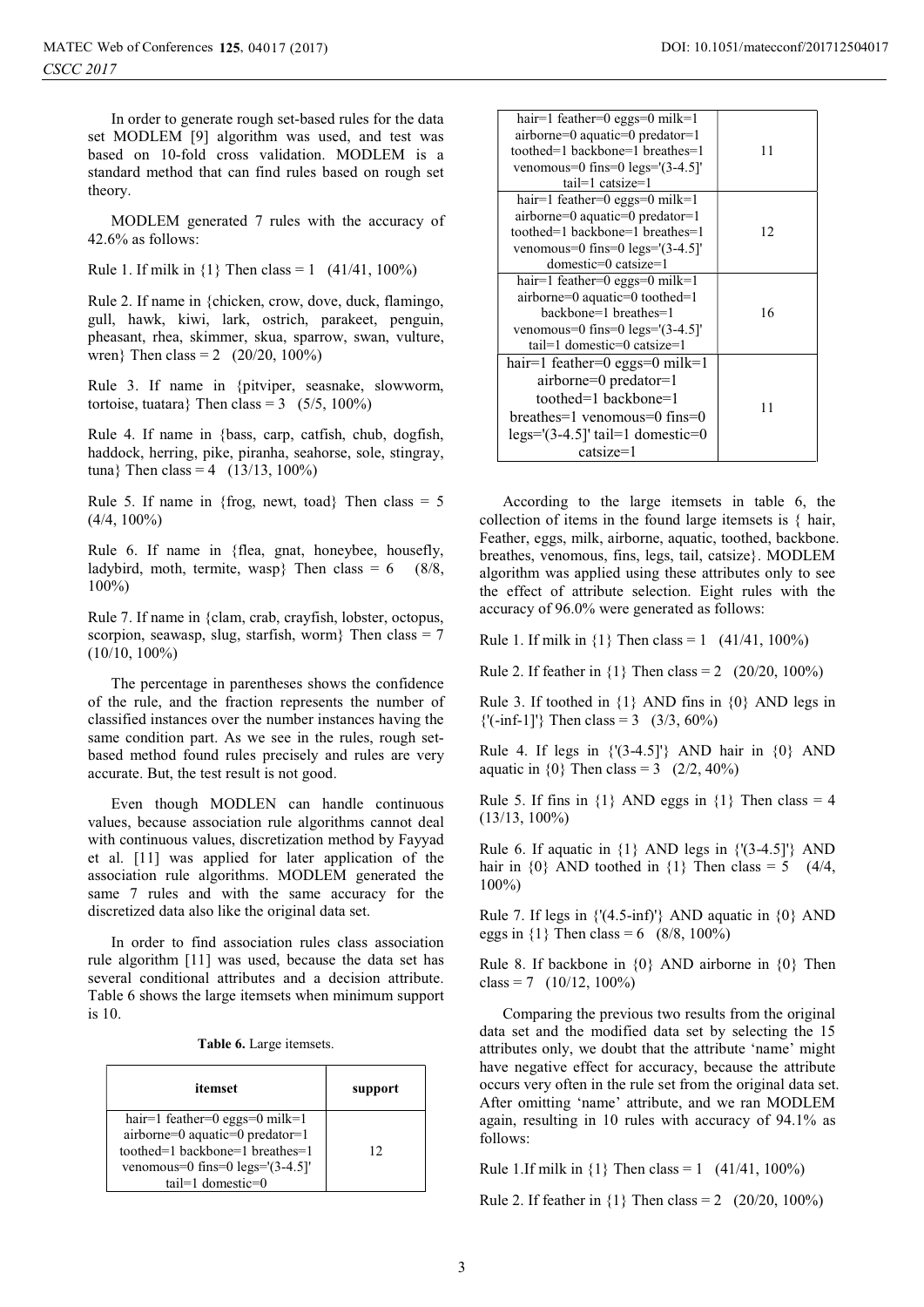In order to generate rough set-based rules for the data set MODLEM [9] algorithm was used, and test was based on 10-fold cross validation. MODLEM is a standard method that can find rules based on rough set theory.

MODLEM generated 7 rules with the accuracy of 42.6% as follows:

Rule 1. If milk in {1} Then class = 1 (41/41, 100%)

Rule 2. If name in {chicken, crow, dove, duck, flamingo, gull, hawk, kiwi, lark, ostrich, parakeet, penguin, pheasant, rhea, skimmer, skua, sparrow, swan, vulture, wren} Then class = 2 (20/20, 100%)

Rule 3. If name in {pitviper, seasnake, slowworm, tortoise, tuatara} Then class = 3 (5/5, 100%)

Rule 4. If name in {bass, carp, catfish, chub, dogfish, haddock, herring, pike, piranha, seahorse, sole, stingray, tuna} Then class = 4 (13/13, 100%)

Rule 5. If name in {frog, newt, toad} Then class = 5 (4/4, 100%)

Rule 6. If name in {flea, gnat, honeybee, housefly, ladybird, moth, termite, wasp} Then class = 6 (8/8, 100%)

Rule 7. If name in {clam, crab, crayfish, lobster, octopus, scorpion, seawasp, slug, starfish, worm} Then class = 7 (10/10, 100%)

The percentage in parentheses shows the confidence of the rule, and the fraction represents the number of classified instances over the number instances having the same condition part. As we see in the rules, rough set-based method found rules precisely and rules are very accurate. But, the test result is not good.

Even though MODLEN can handle continuous values, because association rule algorithms cannot deal with continuous values, discretization method by Fayyad et al. [11] was applied for later application of the association rule algorithms. MODLEM generated the same 7 rules and with the same accuracy for the discretized data also like the original data set.

In order to find association rules class association rule algorithm [11] was used, because the data set has several conditional attributes and a decision attribute. Table 6 shows the large itemsets when minimum support is 10.

**Table 6.** Large itemsets.

| itemset | support |
|---|---|
| hair=1 feather=0 eggs=0 milk=1 airborne=0 aquatic=0 predator=1 toothed=1 backbone=1 breathes=1 venomous=0 fins=0 legs='(3-4.5]' tail=1 domestic=0 | 12 |
| hair=1 feather=0 eggs=0 milk=1 airborne=0 aquatic=0 predator=1 toothed=1 backbone=1 breathes=1 venomous=0 fins=0 legs='(3-4.5]' tail=1 catsize=1 | 11 |
| hair=1 feather=0 eggs=0 milk=1 airborne=0 aquatic=0 predator=1 toothed=1 backbone=1 breathes=1 venomous=0 fins=0 legs='(3-4.5]' domestic=0 catsize=1 | 12 |
| hair=1 feather=0 eggs=0 milk=1 airborne=0 aquatic=0 toothed=1 backbone=1 breathes=1 venomous=0 fins=0 legs='(3-4.5]' tail=1 domestic=0 catsize=1 | 16 |
| hair=1 feather=0 eggs=0 milk=1 airborne=0 predator=1 toothed=1 backbone=1 breathes=1 venomous=0 fins=0 legs='(3-4.5]' tail=1 domestic=0 catsize=1 | 11 |

According to the large itemsets in table 6, the collection of items in the found large itemsets is { hair, Feather, eggs, milk, airborne, aquatic, toothed, backbone. breathes, venomous, fins, legs, tail, catsize}. MODLEM algorithm was applied using these attributes only to see the effect of attribute selection. Eight rules with the accuracy of 96.0% were generated as follows:

Rule 1. If milk in {1} Then class = 1 (41/41, 100%)

Rule 2. If feather in {1} Then class = 2 (20/20, 100%)

Rule 3. If toothed in {1} AND fins in {0} AND legs in {'(-inf-1]'} Then class = 3 (3/3, 60%)

Rule 4. If legs in {'(3-4.5]'} AND hair in {0} AND aquatic in {0} Then class = 3 (2/2, 40%)

Rule 5. If fins in {1} AND eggs in {1} Then class = 4 (13/13, 100%)

Rule 6. If aquatic in {1} AND legs in {'(3-4.5]'} AND hair in {0} AND toothed in {1} Then class = 5 (4/4, 100%)

Rule 7. If legs in {'(4.5-inf)'} AND aquatic in {0} AND eggs in {1} Then class = 6 (8/8, 100%)

Rule 8. If backbone in {0} AND airborne in {0} Then class = 7 (10/12, 100%)

Comparing the previous two results from the original data set and the modified data set by selecting the 15 attributes only, we doubt that the attribute 'name' might have negative effect for accuracy, because the attribute occurs very often in the rule set from the original data set. After omitting 'name' attribute, and we ran MODLEM again, resulting in 10 rules with accuracy of 94.1% as follows:

Rule 1.If milk in {1} Then class = 1 (41/41, 100%)

Rule 2. If feather in {1} Then class = 2 (20/20, 100%)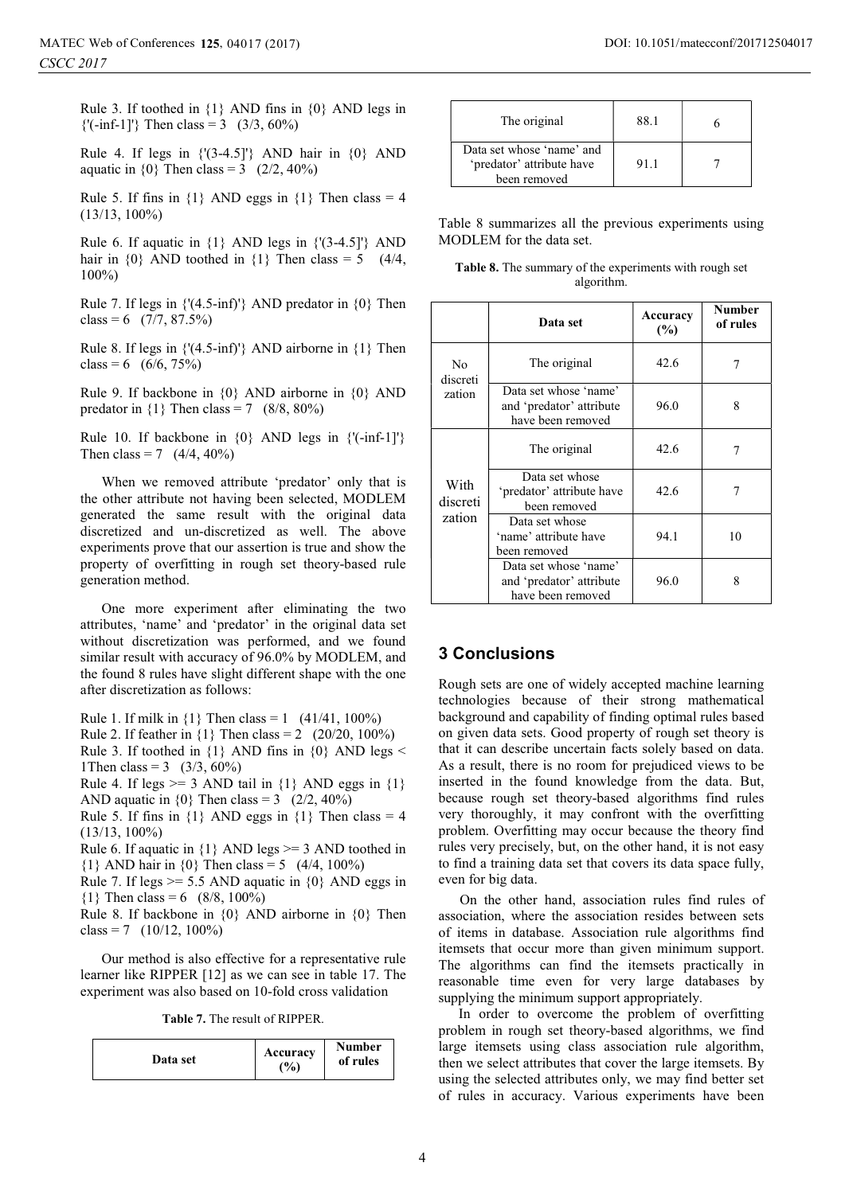Rule 3. If toothed in {1} AND fins in {0} AND legs in {'(-inf-1]'} Then class = 3 (3/3, 60%)

Rule 4. If legs in {'(3-4.5]'} AND hair in {0} AND aquatic in {0} Then class = 3 (2/2, 40%)

Rule 5. If fins in {1} AND eggs in {1} Then class = 4 (13/13, 100%)

Rule 6. If aquatic in {1} AND legs in {'(3-4.5]'} AND hair in {0} AND toothed in {1} Then class = 5 (4/4, 100%)

Rule 7. If legs in {'(4.5-inf)'} AND predator in {0} Then class = 6 (7/7, 87.5%)

Rule 8. If legs in {'(4.5-inf)'} AND airborne in {1} Then class = 6 (6/6, 75%)

Rule 9. If backbone in {0} AND airborne in {0} AND predator in {1} Then class = 7 (8/8, 80%)

Rule 10. If backbone in {0} AND legs in {'(-inf-1]'} Then class = 7 (4/4, 40%)

When we removed attribute 'predator' only that is the other attribute not having been selected, MODLEM generated the same result with the original data discretized and un-discretized as well. The above experiments prove that our assertion is true and show the property of overfitting in rough set theory-based rule generation method.

One more experiment after eliminating the two attributes, 'name' and 'predator' in the original data set without discretization was performed, and we found similar result with accuracy of 96.0% by MODLEM, and the found 8 rules have slight different shape with the one after discretization as follows:

Rule 1. If milk in {1} Then class = 1 (41/41, 100%)
Rule 2. If feather in {1} Then class = 2 (20/20, 100%)
Rule 3. If toothed in {1} AND fins in {0} AND legs < 1Then class = 3 (3/3, 60%)
Rule 4. If legs >= 3 AND tail in {1} AND eggs in {1} AND aquatic in {0} Then class = 3 (2/2, 40%)
Rule 5. If fins in {1} AND eggs in {1} Then class = 4 (13/13, 100%)
Rule 6. If aquatic in {1} AND legs >= 3 AND toothed in {1} AND hair in {0} Then class = 5 (4/4, 100%)
Rule 7. If legs >= 5.5 AND aquatic in {0} AND eggs in {1} Then class = 6 (8/8, 100%)
Rule 8. If backbone in {0} AND airborne in {0} Then class = 7 (10/12, 100%)

Our method is also effective for a representative rule learner like RIPPER [12] as we can see in table 17. The experiment was also based on 10-fold cross validation

**Table 7.** The result of RIPPER.

| Data set | Accuracy (%) | Number of rules |
|---|---|---|
| The original | 88.1 | 6 |
| Data set whose 'name' and 'predator' attribute have been removed | 91.1 | 7 |

Table 8 summarizes all the previous experiments using MODLEM for the data set.

**Table 8.** The summary of the experiments with rough set algorithm.

| | Data set | Accuracy (%) | Number of rules |
|---|---|---|---|
| No discretization | The original | 42.6 | 7 |
| | Data set whose 'name' and 'predator' attribute have been removed | 96.0 | 8 |
| With discretization | The original | 42.6 | 7 |
| | Data set whose 'predator' attribute have been removed | 42.6 | 7 |
| | Data set whose 'name' attribute have been removed | 94.1 | 10 |
| | Data set whose 'name' and 'predator' attribute have been removed | 96.0 | 8 |

## 3 Conclusions

Rough sets are one of widely accepted machine learning technologies because of their strong mathematical background and capability of finding optimal rules based on given data sets. Good property of rough set theory is that it can describe uncertain facts solely based on data. As a result, there is no room for prejudiced views to be inserted in the found knowledge from the data. But, because rough set theory-based algorithms find rules very thoroughly, it may confront with the overfitting problem. Overfitting may occur because the theory find rules very precisely, but, on the other hand, it is not easy to find a training data set that covers its data space fully, even for big data.

On the other hand, association rules find rules of association, where the association resides between sets of items in database. Association rule algorithms find itemsets that occur more than given minimum support. The algorithms can find the itemsets practically in reasonable time even for very large databases by supplying the minimum support appropriately.

In order to overcome the problem of overfitting problem in rough set theory-based algorithms, we find large itemsets using class association rule algorithm, then we select attributes that cover the large itemsets. By using the selected attributes only, we may find better set of rules in accuracy. Various experiments have been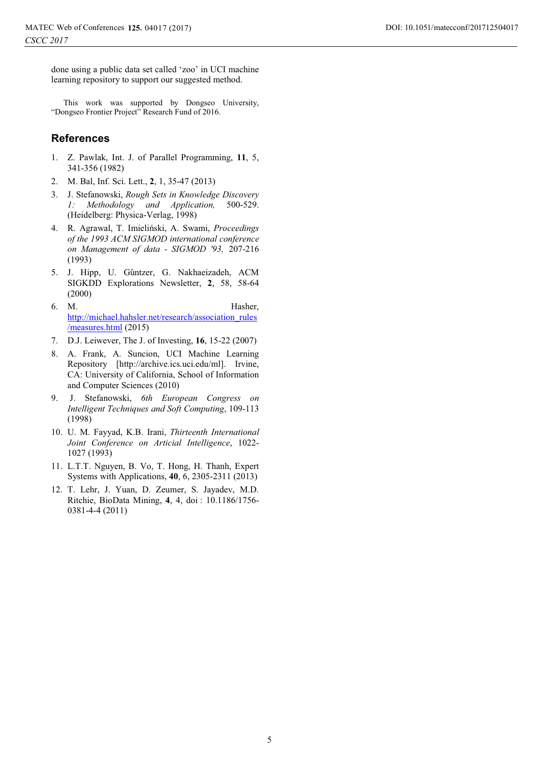done using a public data set called 'zoo' in UCI machine learning repository to support our suggested method.

This work was supported by Dongseo University, "Dongseo Frontier Project" Research Fund of 2016.

## References

1. Z. Pawlak, Int. J. of Parallel Programming, **11**, 5, 341-356 (1982)
2. M. Bal, Inf. Sci. Lett., **2**, 1, 35-47 (2013)
3. J. Stefanowski, *Rough Sets in Knowledge Discovery 1: Methodology and Application,* 500-529. (Heidelberg: Physica-Verlag, 1998)
4. R. Agrawal, T. Imieliński, A. Swami, *Proceedings of the 1993 ACM SIGMOD international conference on Management of data - SIGMOD '93,* 207-216 (1993)
5. J. Hipp, U. Güntzer, G. Nakhaeizadeh, ACM SIGKDD Explorations Newsletter, **2**, 58, 58-64 (2000)
6. M. Hasher, http://michael.hahsler.net/research/association_rules/measures.html (2015)
7. D.J. Leiwever, The J. of Investing, **16**, 15-22 (2007)
8. A. Frank, A. Suncion, UCI Machine Learning Repository [http://archive.ics.uci.edu/ml]. Irvine, CA: University of California, School of Information and Computer Sciences (2010)
9. J. Stefanowski, *6th European Congress on Intelligent Techniques and Soft Computing*, 109-113 (1998)
10. U. M. Fayyad, K.B. Irani, *Thirteenth International Joint Conference on Articial Intelligence*, 1022-1027 (1993)
11. L.T.T. Nguyen, B. Vo, T. Hong, H. Thanh, Expert Systems with Applications, **40**, 6, 2305-2311 (2013)
12. T. Lehr, J. Yuan, D. Zeumer, S. Jayadev, M.D. Ritchie, BioData Mining, **4**, 4, doi : 10.1186/1756-0381-4-4 (2011)